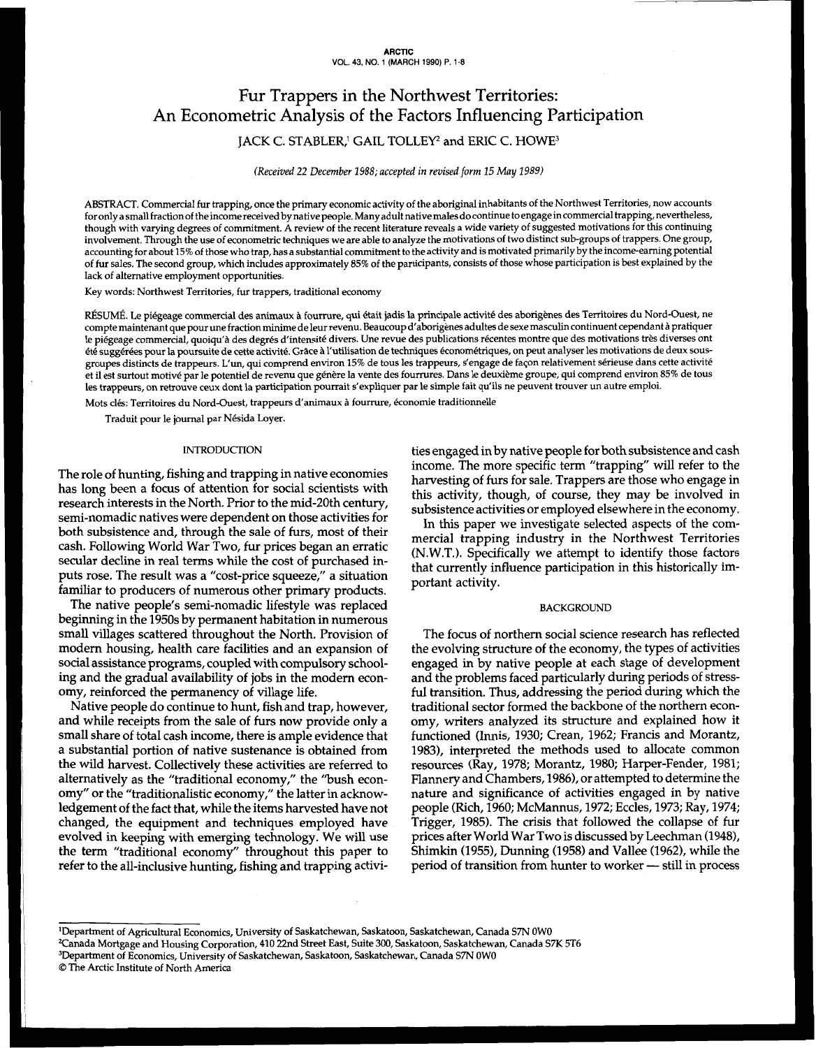# Fur Trappers in the Northwest Territories: An Econometric Analysis of the Factors Influencing Participation

JACK C. STABLER,[1] GAIL TOLLEY[2] and ERIC C. HOWE[3]

*(Received 22 December 1988; accepted in revised form 15 May 1989)*

ABSTRACT. Commercial fur trapping, once the primary economic activity of the aboriginal inhabitants of the Northwest Territories, now accounts for only a small fraction of the income received by native people. Many adult native males do continue to engage in commercial trapping, nevertheless, though with varying degrees of commitment. A review of the recent literature reveals a wide variety of suggested motivations for this continuing involvement. Through the use of econometric techniques we are able to analyze the motivations of two distinct sub-groups of trappers. One group, accounting for about 15% of those who trap, has a substantial commitment to the activity and is motivated primarily by the income-earning potential of fur sales. The second group, which includes approximately 85% of the participants, consists of those whose participation is best explained by the lack of alternative employment opportunities.

Key words: Northwest Territories, fur trappers, traditional economy

RÉSUMÉ. Le piégeage commercial des animaux à fourrure, qui était jadis la principale activité des aborigènes des Territoires du Nord-Ouest, ne compte maintenant que pour une fraction minime de leur revenu. Beaucoup d'aborigènes adultes de sexe masculin continuent cependant à pratiquer le piégeage commercial, quoiqu'à des degrés d'intensité divers. Une revue des publications récentes montre que des motivations très diverses ont été suggérées pour la poursuite de cette activité. Grâce à l'utilisation de techniques économétriques, on peut analyser les motivations de deux sous-groupes distincts de trappeurs. L'un, qui comprend environ 15% de tous les trappeurs, s'engage de façon relativement sérieuse dans cette activité et il est surtout motivé par le potentiel de revenu que génère la vente des fourrures. Dans le deuxième groupe, qui comprend environ 85% de tous les trappeurs, on retrouve ceux dont la participation pourrait s'expliquer par le simple fait qu'ils ne peuvent trouver un autre emploi.

Mots clés: Territoires du Nord-Ouest, trappeurs d'animaux à fourrure, économie traditionnelle

Traduit pour le journal par Nésida Loyer.

## INTRODUCTION

The role of hunting, fishing and trapping in native economies has long been a focus of attention for social scientists with research interests in the North. Prior to the mid-20th century, semi-nomadic natives were dependent on those activities for both subsistence and, through the sale of furs, most of their cash. Following World War Two, fur prices began an erratic secular decline in real terms while the cost of purchased inputs rose. The result was a "cost-price squeeze," a situation familiar to producers of numerous other primary products.

The native people's semi-nomadic lifestyle was replaced beginning in the 1950s by permanent habitation in numerous small villages scattered throughout the North. Provision of modern housing, health care facilities and an expansion of social assistance programs, coupled with compulsory schooling and the gradual availability of jobs in the modern economy, reinforced the permanency of village life.

Native people do continue to hunt, fish and trap, however, and while receipts from the sale of furs now provide only a small share of total cash income, there is ample evidence that a substantial portion of native sustenance is obtained from the wild harvest. Collectively these activities are referred to alternatively as the "traditional economy," the "bush economy" or the "traditionalistic economy," the latter in acknowledgement of the fact that, while the items harvested have not changed, the equipment and techniques employed have evolved in keeping with emerging technology. We will use the term "traditional economy" throughout this paper to refer to the all-inclusive hunting, fishing and trapping activities engaged in by native people for both subsistence and cash income. The more specific term "trapping" will refer to the harvesting of furs for sale. Trappers are those who engage in this activity, though, of course, they may be involved in subsistence activities or employed elsewhere in the economy.

In this paper we investigate selected aspects of the commercial trapping industry in the Northwest Territories (N.W.T.). Specifically we attempt to identify those factors that currently influence participation in this historically important activity.

## BACKGROUND

The focus of northern social science research has reflected the evolving structure of the economy, the types of activities engaged in by native people at each stage of development and the problems faced particularly during periods of stressful transition. Thus, addressing the period during which the traditional sector formed the backbone of the northern economy, writers analyzed its structure and explained how it functioned (Innis, 1930; Crean, 1962; Francis and Morantz, 1983), interpreted the methods used to allocate common resources (Ray, 1978; Morantz, 1980; Harper-Fender, 1981; Flannery and Chambers, 1986), or attempted to determine the nature and significance of activities engaged in by native people (Rich, 1960; McMannus, 1972; Eccles, 1973; Ray, 1974; Trigger, 1985). The crisis that followed the collapse of fur prices after World War Two is discussed by Leechman (1948), Shimkin (1955), Dunning (1958) and Vallee (1962), while the period of transition from hunter to worker — still in process

---

[1] Department of Agricultural Economics, University of Saskatchewan, Saskatoon, Saskatchewan, Canada S7N 0W0
[2] Canada Mortgage and Housing Corporation, 410 22nd Street East, Suite 300, Saskatoon, Saskatchewan, Canada S7K 5T6
[3] Department of Economics, University of Saskatchewan, Saskatoon, Saskatchewan, Canada S7N 0W0
© The Arctic Institute of North America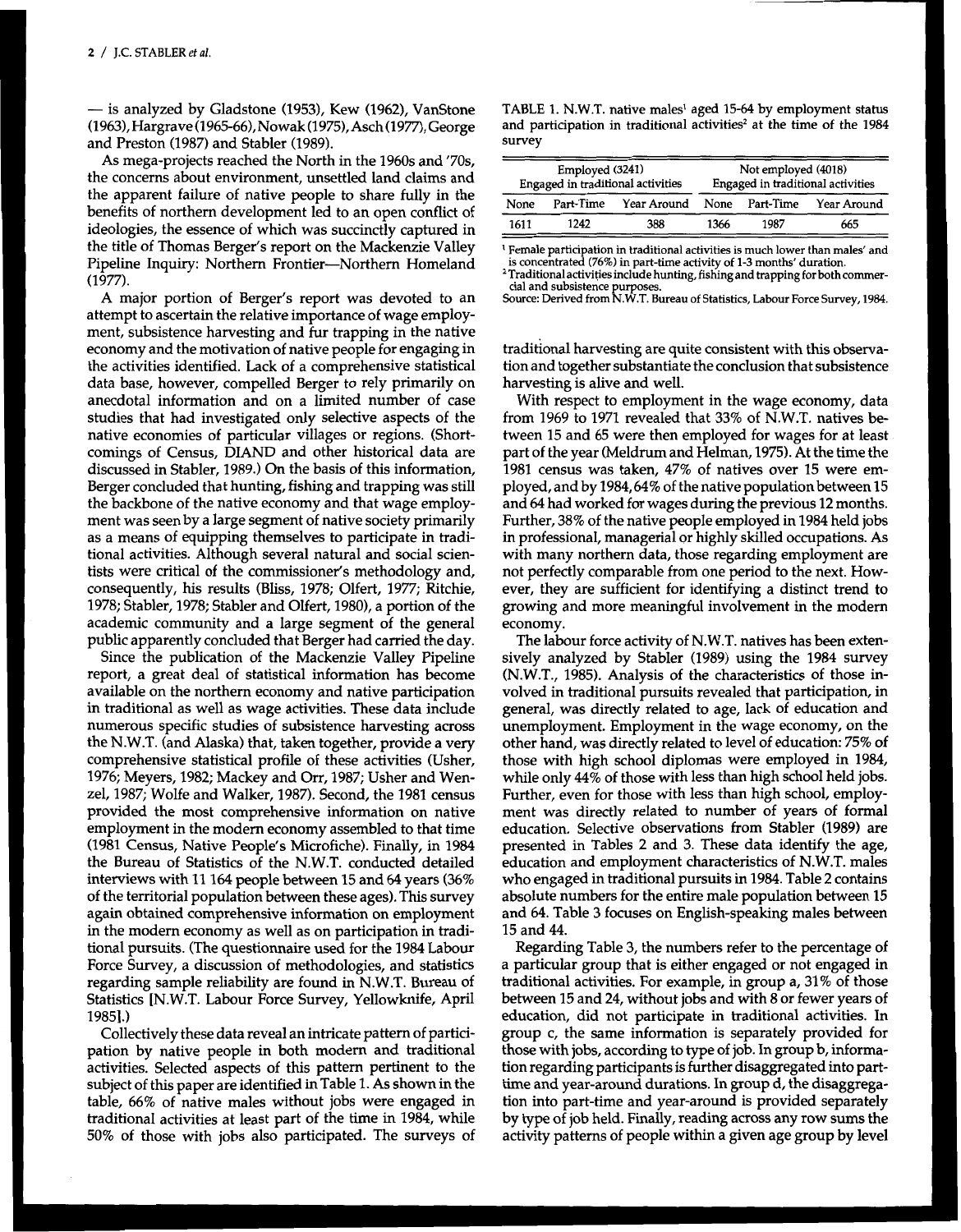— is analyzed by Gladstone (1953), Kew (1962), VanStone (1963), Hargrave (1965-66), Nowak (1975), Asch (1977), George and Preston (1987) and Stabler (1989).

As mega-projects reached the North in the 1960s and '70s, the concerns about environment, unsettled land claims and the apparent failure of native people to share fully in the benefits of northern development led to an open conflict of ideologies, the essence of which was succinctly captured in the title of Thomas Berger's report on the Mackenzie Valley Pipeline Inquiry: Northern Frontier—Northern Homeland (1977).

A major portion of Berger's report was devoted to an attempt to ascertain the relative importance of wage employment, subsistence harvesting and fur trapping in the native economy and the motivation of native people for engaging in the activities identified. Lack of a comprehensive statistical data base, however, compelled Berger to rely primarily on anecdotal information and on a limited number of case studies that had investigated only selective aspects of the native economies of particular villages or regions. (Shortcomings of Census, DIAND and other historical data are discussed in Stabler, 1989.) On the basis of this information, Berger concluded that hunting, fishing and trapping was still the backbone of the native economy and that wage employment was seen by a large segment of native society primarily as a means of equipping themselves to participate in traditional activities. Although several natural and social scientists were critical of the commissioner's methodology and, consequently, his results (Bliss, 1978; Olfert, 1977; Ritchie, 1978; Stabler, 1978; Stabler and Olfert, 1980), a portion of the academic community and a large segment of the general public apparently concluded that Berger had carried the day.

Since the publication of the Mackenzie Valley Pipeline report, a great deal of statistical information has become available on the northern economy and native participation in traditional as well as wage activities. These data include numerous specific studies of subsistence harvesting across the N.W.T. (and Alaska) that, taken together, provide a very comprehensive statistical profile of these activities (Usher, 1976; Meyers, 1982; Mackey and Orr, 1987; Usher and Wenzel, 1987; Wolfe and Walker, 1987). Second, the 1981 census provided the most comprehensive information on native employment in the modern economy assembled to that time (1981 Census, Native People's Microfiche). Finally, in 1984 the Bureau of Statistics of the N.W.T. conducted detailed interviews with 11 164 people between 15 and 64 years (36% of the territorial population between these ages). This survey again obtained comprehensive information on employment in the modern economy as well as on participation in traditional pursuits. (The questionnaire used for the 1984 Labour Force Survey, a discussion of methodologies, and statistics regarding sample reliability are found in N.W.T. Bureau of Statistics [N.W.T. Labour Force Survey, Yellowknife, April 1985].)

Collectively these data reveal an intricate pattern of participation by native people in both modern and traditional activities. Selected aspects of this pattern pertinent to the subject of this paper are identified in Table 1. As shown in the table, 66% of native males without jobs were engaged in traditional activities at least part of the time in 1984, while 50% of those with jobs also participated. The surveys of traditional harvesting are quite consistent with this observation and together substantiate the conclusion that subsistence harvesting is alive and well.

TABLE 1. N.W.T. native males[1] aged 15-64 by employment status and participation in traditional activities[2] at the time of the 1984 survey

| Employed (3241) Engaged in traditional activities | | | Not employed (4018) Engaged in traditional activities | | |
|---|---|---|---|---|---|
| None | Part-Time | Year Around | None | Part-Time | Year Around |
| 1611 | 1242 | 388 | 1366 | 1987 | 665 |

[1] Female participation in traditional activities is much lower than males' and is concentrated (76%) in part-time activity of 1-3 months' duration.
[2] Traditional activities include hunting, fishing and trapping for both commercial and subsistence purposes.
Source: Derived from N.W.T. Bureau of Statistics, Labour Force Survey, 1984.

With respect to employment in the wage economy, data from 1969 to 1971 revealed that 33% of N.W.T. natives between 15 and 65 were then employed for wages for at least part of the year (Meldrum and Helman, 1975). At the time the 1981 census was taken, 47% of natives over 15 were employed, and by 1984, 64% of the native population between 15 and 64 had worked for wages during the previous 12 months. Further, 38% of the native people employed in 1984 held jobs in professional, managerial or highly skilled occupations. As with many northern data, those regarding employment are not perfectly comparable from one period to the next. However, they are sufficient for identifying a distinct trend to growing and more meaningful involvement in the modern economy.

The labour force activity of N.W.T. natives has been extensively analyzed by Stabler (1989) using the 1984 survey (N.W.T., 1985). Analysis of the characteristics of those involved in traditional pursuits revealed that participation, in general, was directly related to age, lack of education and unemployment. Employment in the wage economy, on the other hand, was directly related to level of education: 75% of those with high school diplomas were employed in 1984, while only 44% of those with less than high school held jobs. Further, even for those with less than high school, employment was directly related to number of years of formal education. Selective observations from Stabler (1989) are presented in Tables 2 and 3. These data identify the age, education and employment characteristics of N.W.T. males who engaged in traditional pursuits in 1984. Table 2 contains absolute numbers for the entire male population between 15 and 64. Table 3 focuses on English-speaking males between 15 and 44.

Regarding Table 3, the numbers refer to the percentage of a particular group that is either engaged or not engaged in traditional activities. For example, in group a, 31% of those between 15 and 24, without jobs and with 8 or fewer years of education, did not participate in traditional activities. In group c, the same information is separately provided for those with jobs, according to type of job. In group b, information regarding participants is further disaggregated into part-time and year-around durations. In group d, the disaggregation into part-time and year-around is provided separately by type of job held. Finally, reading across any row sums the activity patterns of people within a given age group by level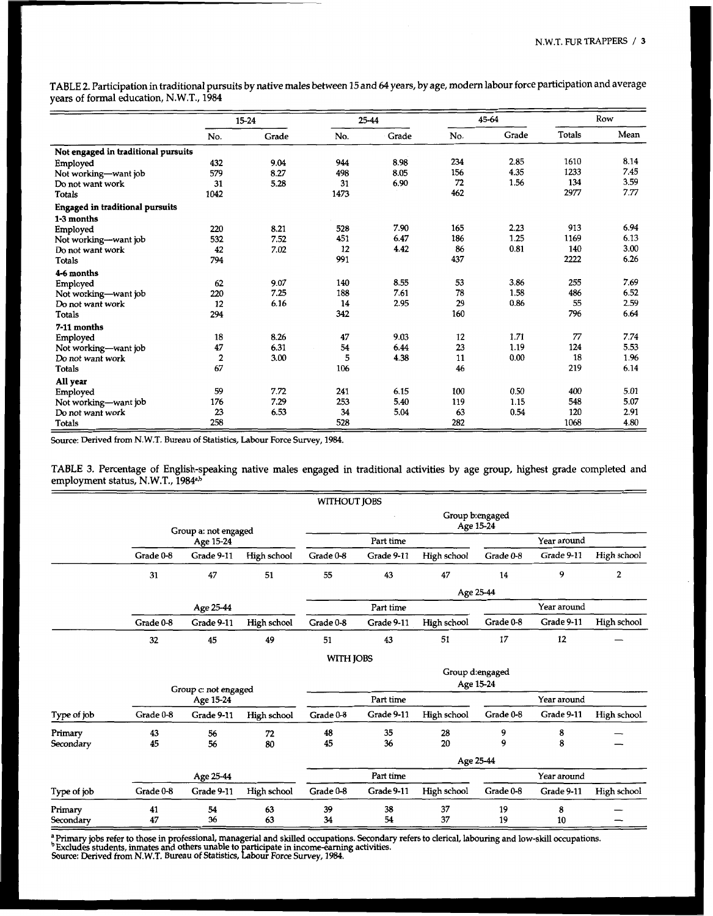TABLE 2. Participation in traditional pursuits by native males between 15 and 64 years, by age, modern labour force participation and average years of formal education, N.W.T., 1984

| | 15-24 | | 25-44 | | 45-64 | | Row | |
|---|---|---|---|---|---|---|---|---|
| | No. | Grade | No. | Grade | No. | Grade | Totals | Mean |
| **Not engaged in traditional pursuits** | | | | | | | | |
| Employed | 432 | 9.04 | 944 | 8.98 | 234 | 2.85 | 1610 | 8.14 |
| Not working—want job | 579 | 8.27 | 498 | 8.05 | 156 | 4.35 | 1233 | 7.45 |
| Do not want work | 31 | 5.28 | 31 | 6.90 | 72 | 1.56 | 134 | 3.59 |
| Totals | 1042 | | 1473 | | 462 | | 2977 | 7.77 |
| **Engaged in traditional pursuits** | | | | | | | | |
| **1-3 months** | | | | | | | | |
| Employed | 220 | 8.21 | 528 | 7.90 | 165 | 2.23 | 913 | 6.94 |
| Not working—want job | 532 | 7.52 | 451 | 6.47 | 186 | 1.25 | 1169 | 6.13 |
| Do not want work | 42 | 7.02 | 12 | 4.42 | 86 | 0.81 | 140 | 3.00 |
| Totals | 794 | | 991 | | 437 | | 2222 | 6.26 |
| **4-6 months** | | | | | | | | |
| Employed | 62 | 9.07 | 140 | 8.55 | 53 | 3.86 | 255 | 7.69 |
| Not working—want job | 220 | 7.25 | 188 | 7.61 | 78 | 1.58 | 486 | 6.52 |
| Do not want work | 12 | 6.16 | 14 | 2.95 | 29 | 0.86 | 55 | 2.59 |
| Totals | 294 | | 342 | | 160 | | 796 | 6.64 |
| **7-11 months** | | | | | | | | |
| Employed | 18 | 8.26 | 47 | 9.03 | 12 | 1.71 | 77 | 7.74 |
| Not working—want job | 47 | 6.31 | 54 | 6.44 | 23 | 1.19 | 124 | 5.53 |
| Do not want work | 2 | 3.00 | 5 | 4.38 | 11 | 0.00 | 18 | 1.96 |
| Totals | 67 | | 106 | | 46 | | 219 | 6.14 |
| **All year** | | | | | | | | |
| Employed | 59 | 7.72 | 241 | 6.15 | 100 | 0.50 | 400 | 5.01 |
| Not working—want job | 176 | 7.29 | 253 | 5.40 | 119 | 1.15 | 548 | 5.07 |
| Do not want work | 23 | 6.53 | 34 | 5.04 | 63 | 0.54 | 120 | 2.91 |
| Totals | 258 | | 528 | | 282 | | 1068 | 4.80 |

Source: Derived from N.W.T. Bureau of Statistics, Labour Force Survey, 1984.

TABLE 3. Percentage of English-speaking native males engaged in traditional activities by age group, highest grade completed and employment status, N.W.T., 1984[a,b]

**WITHOUT JOBS**

| | Group a: not engaged | | | Group b: engaged | | | | | |
|---|---|---|---|---|---|---|---|---|---|
| | Age 15-24 | | | Age 15-24 | | | | | |
| | | | | Part time | | | Year around | | |
| | Grade 0-8 | Grade 9-11 | High school | Grade 0-8 | Grade 9-11 | High school | Grade 0-8 | Grade 9-11 | High school |
| | 31 | 47 | 51 | 55 | 43 | 47 | 14 | 9 | 2 |
| | Age 25-44 | | | Age 25-44 | | | | | |
| | | | | Part time | | | Year around | | |
| | Grade 0-8 | Grade 9-11 | High school | Grade 0-8 | Grade 9-11 | High school | Grade 0-8 | Grade 9-11 | High school |
| | 32 | 45 | 49 | 51 | 43 | 51 | 17 | 12 | — |

**WITH JOBS**

| | Group c: not engaged | | | Group d: engaged | | | | | |
|---|---|---|---|---|---|---|---|---|---|
| | Age 15-24 | | | Age 15-24 | | | | | |
| | | | | Part time | | | Year around | | |
| Type of job | Grade 0-8 | Grade 9-11 | High school | Grade 0-8 | Grade 9-11 | High school | Grade 0-8 | Grade 9-11 | High school |
| Primary | 43 | 56 | 72 | 48 | 35 | 28 | 9 | 8 | — |
| Secondary | 45 | 56 | 80 | 45 | 36 | 20 | 9 | 8 | — |
| | Age 25-44 | | | Age 25-44 | | | | | |
| | | | | Part time | | | Year around | | |
| Type of job | Grade 0-8 | Grade 9-11 | High school | Grade 0-8 | Grade 9-11 | High school | Grade 0-8 | Grade 9-11 | High school |
| Primary | 41 | 54 | 63 | 39 | 38 | 37 | 19 | 8 | — |
| Secondary | 47 | 36 | 63 | 34 | 54 | 37 | 19 | 10 | — |

[a] Primary jobs refer to those in professional, managerial and skilled occupations. Secondary refers to clerical, labouring and low-skill occupations.
[b] Excludes students, inmates and others unable to participate in income-earning activities.
Source: Derived from N.W.T. Bureau of Statistics, Labour Force Survey, 1984.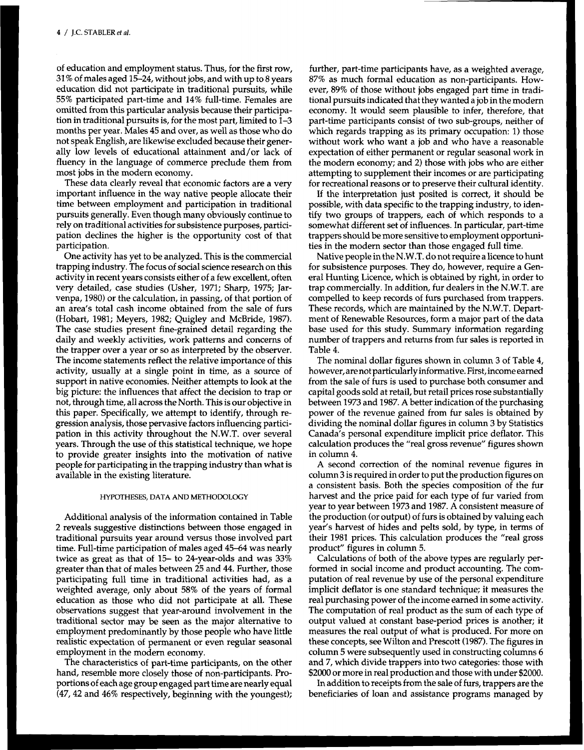of education and employment status. Thus, for the first row, 31% of males aged 15–24, without jobs, and with up to 8 years education did not participate in traditional pursuits, while 55% participated part-time and 14% full-time. Females are omitted from this particular analysis because their participation in traditional pursuits is, for the most part, limited to 1–3 months per year. Males 45 and over, as well as those who do not speak English, are likewise excluded because their generally low levels of educational attainment and/or lack of fluency in the language of commerce preclude them from most jobs in the modern economy.

These data clearly reveal that economic factors are a very important influence in the way native people allocate their time between employment and participation in traditional pursuits generally. Even though many obviously continue to rely on traditional activities for subsistence purposes, participation declines the higher is the opportunity cost of that participation.

One activity has yet to be analyzed. This is the commercial trapping industry. The focus of social science research on this activity in recent years consists either of a few excellent, often very detailed, case studies (Usher, 1971; Sharp, 1975; Jarvenpa, 1980) or the calculation, in passing, of that portion of an area's total cash income obtained from the sale of furs (Hobart, 1981; Meyers, 1982; Quigley and McBride, 1987). The case studies present fine-grained detail regarding the daily and weekly activities, work patterns and concerns of the trapper over a year or so as interpreted by the observer. The income statements reflect the relative importance of this activity, usually at a single point in time, as a source of support in native economies. Neither attempts to look at the big picture: the influences that affect the decision to trap or not, through time, all across the North. This is our objective in this paper. Specifically, we attempt to identify, through regression analysis, those pervasive factors influencing participation in this activity throughout the N.W.T. over several years. Through the use of this statistical technique, we hope to provide greater insights into the motivation of native people for participating in the trapping industry than what is available in the existing literature.

## HYPOTHESES, DATA AND METHODOLOGY

Additional analysis of the information contained in Table 2 reveals suggestive distinctions between those engaged in traditional pursuits year around versus those involved part time. Full-time participation of males aged 45–64 was nearly twice as great as that of 15- to 24-year-olds and was 33% greater than that of males between 25 and 44. Further, those participating full time in traditional activities had, as a weighted average, only about 58% of the years of formal education as those who did not participate at all. These observations suggest that year-around involvement in the traditional sector may be seen as the major alternative to employment predominantly by those people who have little realistic expectation of permanent or even regular seasonal employment in the modern economy.

The characteristics of part-time participants, on the other hand, resemble more closely those of non-participants. Proportions of each age group engaged part time are nearly equal (47, 42 and 46% respectively, beginning with the youngest); further, part-time participants have, as a weighted average, 87% as much formal education as non-participants. However, 89% of those without jobs engaged part time in traditional pursuits indicated that they wanted a job in the modern economy. It would seem plausible to infer, therefore, that part-time participants consist of two sub-groups, neither of which regards trapping as its primary occupation: 1) those without work who want a job and who have a reasonable expectation of either permanent or regular seasonal work in the modern economy; and 2) those with jobs who are either attempting to supplement their incomes or are participating for recreational reasons or to preserve their cultural identity.

If the interpretation just posited is correct, it should be possible, with data specific to the trapping industry, to identify two groups of trappers, each of which responds to a somewhat different set of influences. In particular, part-time trappers should be more sensitive to employment opportunities in the modern sector than those engaged full time.

Native people in the N.W.T. do not require a licence to hunt for subsistence purposes. They do, however, require a General Hunting Licence, which is obtained by right, in order to trap commercially. In addition, fur dealers in the N.W.T. are compelled to keep records of furs purchased from trappers. These records, which are maintained by the N.W.T. Department of Renewable Resources, form a major part of the data base used for this study. Summary information regarding number of trappers and returns from fur sales is reported in Table 4.

The nominal dollar figures shown in column 3 of Table 4, however, are not particularly informative. First, income earned from the sale of furs is used to purchase both consumer and capital goods sold at retail, but retail prices rose substantially between 1973 and 1987. A better indication of the purchasing power of the revenue gained from fur sales is obtained by dividing the nominal dollar figures in column 3 by Statistics Canada's personal expenditure implicit price deflator. This calculation produces the "real gross revenue" figures shown in column 4.

A second correction of the nominal revenue figures in column 3 is required in order to put the production figures on a consistent basis. Both the species composition of the fur harvest and the price paid for each type of fur varied from year to year between 1973 and 1987. A consistent measure of the production (or output) of furs is obtained by valuing each year's harvest of hides and pelts sold, by type, in terms of their 1981 prices. This calculation produces the "real gross product" figures in column 5.

Calculations of both of the above types are regularly performed in social income and product accounting. The computation of real revenue by use of the personal expenditure implicit deflator is one standard technique; it measures the real purchasing power of the income earned in some activity. The computation of real product as the sum of each type of output valued at constant base-period prices is another; it measures the real output of what is produced. For more on these concepts, see Wilton and Prescott (1987). The figures in column 5 were subsequently used in constructing columns 6 and 7, which divide trappers into two categories: those with $2000 or more in real production and those with under $2000.

In addition to receipts from the sale of furs, trappers are the beneficiaries of loan and assistance programs managed by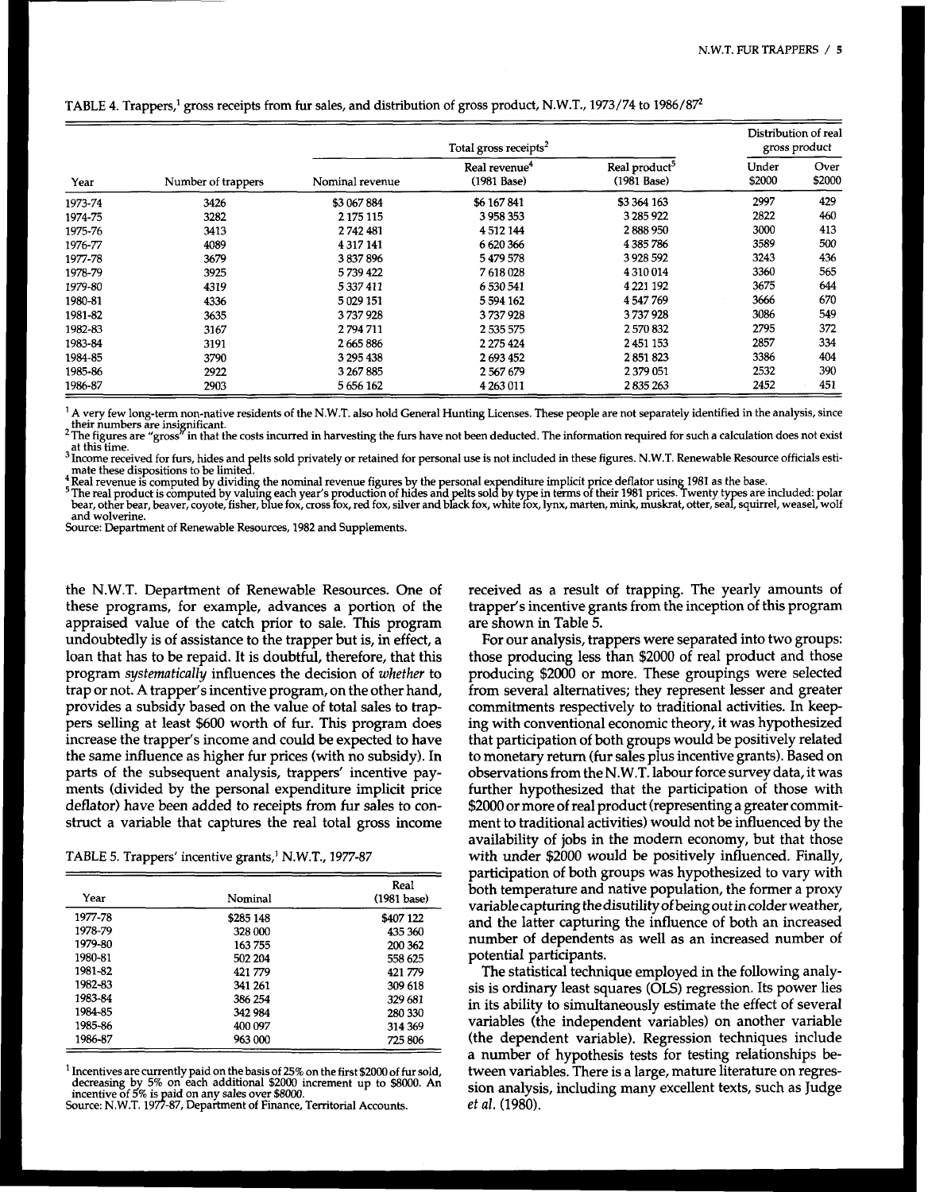TABLE 4. Trappers,[1] gross receipts from fur sales, and distribution of gross product, N.W.T., 1973/74 to 1986/87[2]

| Year | Number of trappers | Total gross receipts[2] | | | Distribution of real gross product | |
|---|---|---|---|---|---|---|
| | | Nominal revenue | Real revenue[4] (1981 Base) | Real product[5] (1981 Base) | Under $2000 | Over $2000 |
| 1973-74 | 3426 | $3 067 884 | $6 167 841 | $3 364 163 | 2997 | 429 |
| 1974-75 | 3282 | 2 175 115 | 3 958 353 | 3 285 922 | 2822 | 460 |
| 1975-76 | 3413 | 2 742 481 | 4 512 144 | 2 888 950 | 3000 | 413 |
| 1976-77 | 4089 | 4 317 141 | 6 620 366 | 4 385 786 | 3589 | 500 |
| 1977-78 | 3679 | 3 837 896 | 5 479 578 | 3 928 592 | 3243 | 436 |
| 1978-79 | 3925 | 5 739 422 | 7 618 028 | 4 310 014 | 3360 | 565 |
| 1979-80 | 4319 | 5 337 411 | 6 530 541 | 4 221 192 | 3675 | 644 |
| 1980-81 | 4336 | 5 029 151 | 5 594 162 | 4 547 769 | 3666 | 670 |
| 1981-82 | 3635 | 3 737 928 | 3 737 928 | 3 737 928 | 3086 | 549 |
| 1982-83 | 3167 | 2 794 711 | 2 535 575 | 2 570 832 | 2795 | 372 |
| 1983-84 | 3191 | 2 665 886 | 2 275 424 | 2 451 153 | 2857 | 334 |
| 1984-85 | 3790 | 3 295 438 | 2 693 452 | 2 851 823 | 3386 | 404 |
| 1985-86 | 2922 | 3 267 885 | 2 567 679 | 2 379 051 | 2532 | 390 |
| 1986-87 | 2903 | 5 656 162 | 4 263 011 | 2 835 263 | 2452 | 451 |

[1] A very few long-term non-native residents of the N.W.T. also hold General Hunting Licenses. These people are not separately identified in the analysis, since their numbers are insignificant.
[2] The figures are "gross" in that the costs incurred in harvesting the furs have not been deducted. The information required for such a calculation does not exist at this time.
[3] Income received for furs, hides and pelts sold privately or retained for personal use is not included in these figures. N.W.T. Renewable Resource officials estimate these dispositions to be limited.
[4] Real revenue is computed by dividing the nominal revenue figures by the personal expenditure implicit price deflator using 1981 as the base.
[5] The real product is computed by valuing each year's production of hides and pelts sold by type in terms of their 1981 prices. Twenty types are included: polar bear, other bear, beaver, coyote, fisher, blue fox, cross fox, red fox, silver and black fox, white fox, lynx, marten, mink, muskrat, otter, seal, squirrel, weasel, wolf and wolverine.
Source: Department of Renewable Resources, 1982 and Supplements.

the N.W.T. Department of Renewable Resources. One of these programs, for example, advances a portion of the appraised value of the catch prior to sale. This program undoubtedly is of assistance to the trapper but is, in effect, a loan that has to be repaid. It is doubtful, therefore, that this program *systematically* influences the decision of *whether* to trap or not. A trapper's incentive program, on the other hand, provides a subsidy based on the value of total sales to trappers selling at least $600 worth of fur. This program does increase the trapper's income and could be expected to have the same influence as higher fur prices (with no subsidy). In parts of the subsequent analysis, trappers' incentive payments (divided by the personal expenditure implicit price deflator) have been added to receipts from fur sales to construct a variable that captures the real total gross income received as a result of trapping. The yearly amounts of trapper's incentive grants from the inception of this program are shown in Table 5.

TABLE 5. Trappers' incentive grants,[1] N.W.T., 1977-87

| Year | Nominal | Real (1981 base) |
|---|---|---|
| 1977-78 | $285 148 | $407 122 |
| 1978-79 | 328 000 | 435 360 |
| 1979-80 | 163 755 | 200 362 |
| 1980-81 | 502 204 | 558 625 |
| 1981-82 | 421 779 | 421 779 |
| 1982-83 | 341 261 | 309 618 |
| 1983-84 | 386 254 | 329 681 |
| 1984-85 | 342 984 | 280 330 |
| 1985-86 | 400 097 | 314 369 |
| 1986-87 | 963 000 | 725 806 |

[1] Incentives are currently paid on the basis of 25% on the first $2000 of fur sold, decreasing by 5% on each additional $2000 increment up to $8000. An incentive of 5% is paid on any sales over $8000.
Source: N.W.T. 1977-87, Department of Finance, Territorial Accounts.

For our analysis, trappers were separated into two groups: those producing less than $2000 of real product and those producing $2000 or more. These groupings were selected from several alternatives; they represent lesser and greater commitments respectively to traditional activities. In keeping with conventional economic theory, it was hypothesized that participation of both groups would be positively related to monetary return (fur sales plus incentive grants). Based on observations from the N.W.T. labour force survey data, it was further hypothesized that the participation of those with $2000 or more of real product (representing a greater commitment to traditional activities) would not be influenced by the availability of jobs in the modern economy, but that those with under $2000 would be positively influenced. Finally, participation of both groups was hypothesized to vary with both temperature and native population, the former a proxy variable capturing the disutility of being out in colder weather, and the latter capturing the influence of both an increased number of dependents as well as an increased number of potential participants.

The statistical technique employed in the following analysis is ordinary least squares (OLS) regression. Its power lies in its ability to simultaneously estimate the effect of several variables (the independent variables) on another variable (the dependent variable). Regression techniques include a number of hypothesis tests for testing relationships between variables. There is a large, mature literature on regression analysis, including many excellent texts, such as Judge *et al.* (1980).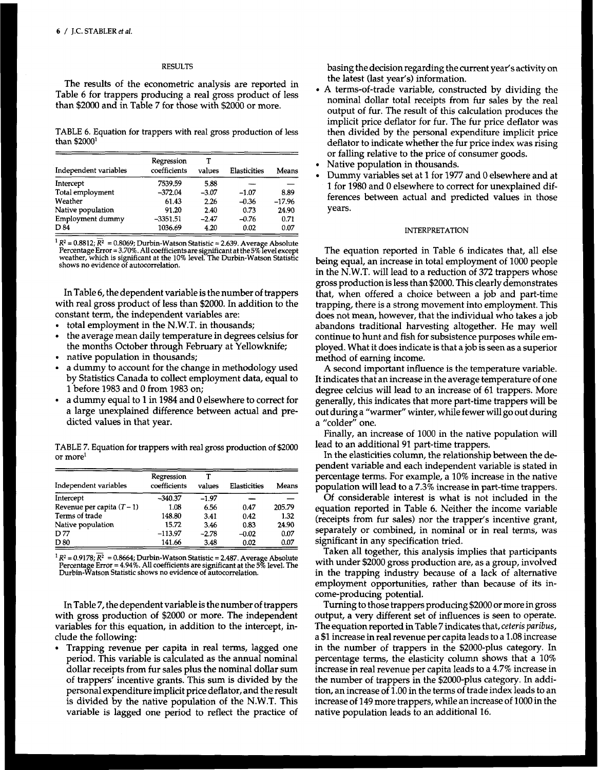## RESULTS

The results of the econometric analysis are reported in Table 6 for trappers producing a real gross product of less than $2000 and in Table 7 for those with $2000 or more.

TABLE 6. Equation for trappers with real gross production of less than $2000[1]

| Independent variables | Regression coefficients | T values | Elasticities | Means |
|---|---|---|---|---|
| Intercept | 7539.59 | 5.88 | — | — |
| Total employment | −372.04 | −3.07 | −1.07 | 8.89 |
| Weather | 61.43 | 2.26 | −0.36 | −17.96 |
| Native population | 91.20 | 2.40 | 0.73 | 24.90 |
| Employment dummy | −3351.51 | −2.47 | −0.76 | 0.71 |
| D 84 | 1036.69 | 4.20 | 0.02 | 0.07 |

[1] $R^2 = 0.8812$; $\bar{R}^2 = 0.8069$; Durbin-Watson Statistic = 2.639. Average Absolute Percentage Error = 3.70%. All coefficients are significant at the 5% level except weather, which is significant at the 10% level. The Durbin-Watson Statistic shows no evidence of autocorrelation.

In Table 6, the dependent variable is the number of trappers with real gross product of less than $2000. In addition to the constant term, the independent variables are:

- total employment in the N.W.T. in thousands;
- the average mean daily temperature in degrees celsius for the months October through February at Yellowknife;
- native population in thousands;
- a dummy to account for the change in methodology used by Statistics Canada to collect employment data, equal to 1 before 1983 and 0 from 1983 on;
- a dummy equal to 1 in 1984 and 0 elsewhere to correct for a large unexplained difference between actual and predicted values in that year.

TABLE 7. Equation for trappers with real gross production of $2000 or more[1]

| Independent variables | Regression coefficients | T values | Elasticities | Means |
|---|---|---|---|---|
| Intercept | −340.37 | −1.97 | — | — |
| Revenue per capita $(T-1)$ | 1.08 | 6.56 | 0.47 | 205.79 |
| Terms of trade | 148.80 | 3.41 | 0.42 | 1.32 |
| Native population | 15.72 | 3.46 | 0.83 | 24.90 |
| D 77 | −113.97 | −2.78 | −0.02 | 0.07 |
| D 80 | 141.66 | 3.48 | 0.02 | 0.07 |

[1] $R^2 = 0.9178$; $\bar{R}^2 = 0.8664$; Durbin-Watson Statistic = 2.487. Average Absolute Percentage Error = 4.94%. All coefficients are significant at the 5% level. The Durbin-Watson Statistic shows no evidence of autocorrelation.

In Table 7, the dependent variable is the number of trappers with gross production of $2000 or more. The independent variables for this equation, in addition to the intercept, include the following:

- Trapping revenue per capita in real terms, lagged one period. This variable is calculated as the annual nominal dollar receipts from fur sales plus the nominal dollar sum of trappers' incentive grants. This sum is divided by the personal expenditure implicit price deflator, and the result is divided by the native population of the N.W.T. This variable is lagged one period to reflect the practice of basing the decision regarding the current year's activity on the latest (last year's) information.
- A terms-of-trade variable, constructed by dividing the nominal dollar total receipts from fur sales by the real output of fur. The result of this calculation produces the implicit price deflator for fur. The fur price deflator was then divided by the personal expenditure implicit price deflator to indicate whether the fur price index was rising or falling relative to the price of consumer goods.
- Native population in thousands.
- Dummy variables set at 1 for 1977 and 0 elsewhere and at 1 for 1980 and 0 elsewhere to correct for unexplained differences between actual and predicted values in those years.

## INTERPRETATION

The equation reported in Table 6 indicates that, all else being equal, an increase in total employment of 1000 people in the N.W.T. will lead to a reduction of 372 trappers whose gross production is less than $2000. This clearly demonstrates that, when offered a choice between a job and part-time trapping, there is a strong movement into employment. This does not mean, however, that the individual who takes a job abandons traditional harvesting altogether. He may well continue to hunt and fish for subsistence purposes while employed. What it does indicate is that a job is seen as a superior method of earning income.

A second important influence is the temperature variable. It indicates that an increase in the average temperature of one degree celcius will lead to an increase of 61 trappers. More generally, this indicates that more part-time trappers will be out during a "warmer" winter, while fewer will go out during a "colder" one.

Finally, an increase of 1000 in the native population will lead to an additional 91 part-time trappers.

In the elasticities column, the relationship between the dependent variable and each independent variable is stated in percentage terms. For example, a 10% increase in the native population will lead to a 7.3% increase in part-time trappers.

Of considerable interest is what is not included in the equation reported in Table 6. Neither the income variable (receipts from fur sales) nor the trapper's incentive grant, separately or combined, in nominal or in real terms, was significant in any specification tried.

Taken all together, this analysis implies that participants with under $2000 gross production are, as a group, involved in the trapping industry because of a lack of alternative employment opportunities, rather than because of its income-producing potential.

Turning to those trappers producing $2000 or more in gross output, a very different set of influences is seen to operate. The equation reported in Table 7 indicates that, *ceteris paribus*, a $1 increase in real revenue per capita leads to a 1.08 increase in the number of trappers in the $2000-plus category. In percentage terms, the elasticity column shows that a 10% increase in real revenue per capita leads to a 4.7% increase in the number of trappers in the $2000-plus category. In addition, an increase of 1.00 in the terms of trade index leads to an increase of 149 more trappers, while an increase of 1000 in the native population leads to an additional 16.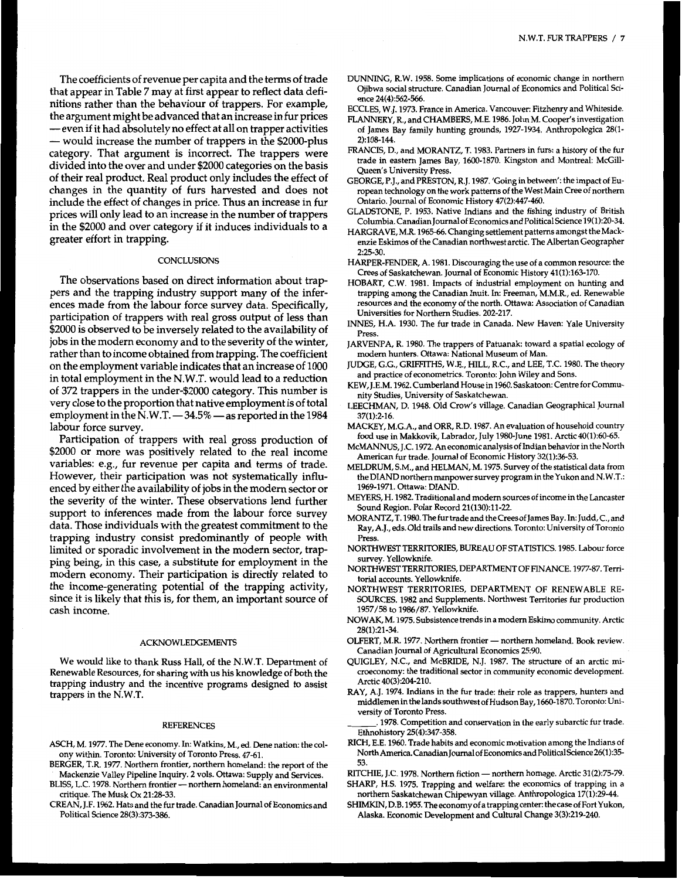The coefficients of revenue per capita and the terms of trade that appear in Table 7 may at first appear to reflect data definitions rather than the behaviour of trappers. For example, the argument might be advanced that an increase in fur prices — even if it had absolutely no effect at all on trapper activities — would increase the number of trappers in the $2000-plus category. That argument is incorrect. The trappers were divided into the over and under $2000 categories on the basis of their real product. Real product only includes the effect of changes in the quantity of furs harvested and does not include the effect of changes in price. Thus an increase in fur prices will only lead to an increase in the number of trappers in the $2000 and over category if it induces individuals to a greater effort in trapping.

## CONCLUSIONS

The observations based on direct information about trappers and the trapping industry support many of the inferences made from the labour force survey data. Specifically, participation of trappers with real gross output of less than $2000 is observed to be inversely related to the availability of jobs in the modern economy and to the severity of the winter, rather than to income obtained from trapping. The coefficient on the employment variable indicates that an increase of 1000 in total employment in the N.W.T. would lead to a reduction of 372 trappers in the under-$2000 category. This number is very close to the proportion that native employment is of total employment in the N.W.T. — 34.5% — as reported in the 1984 labour force survey.

Participation of trappers with real gross production of $2000 or more was positively related to the real income variables: e.g., fur revenue per capita and terms of trade. However, their participation was not systematically influenced by either the availability of jobs in the modern sector or the severity of the winter. These observations lend further support to inferences made from the labour force survey data. Those individuals with the greatest commitment to the trapping industry consist predominantly of people with limited or sporadic involvement in the modern sector, trapping being, in this case, a substitute for employment in the modern economy. Their participation is directly related to the income-generating potential of the trapping activity, since it is likely that this is, for them, an important source of cash income.

## ACKNOWLEDGEMENTS

We would like to thank Russ Hall, of the N.W.T. Department of Renewable Resources, for sharing with us his knowledge of both the trapping industry and the incentive programs designed to assist trappers in the N.W.T.

## REFERENCES

ASCH, M. 1977. The Dene economy. In: Watkins, M., ed. Dene nation: the colony within. Toronto: University of Toronto Press. 47-61.

BERGER, T.R. 1977. Northern frontier, northern homeland: the report of the Mackenzie Valley Pipeline Inquiry. 2 vols. Ottawa: Supply and Services.

BLISS, L.C. 1978. Northern frontier — northern homeland: an environmental critique. The Musk Ox 21:28-33.

CREAN, J.F. 1962. Hats and the fur trade. Canadian Journal of Economics and Political Science 28(3):373-386.

DUNNING, R.W. 1958. Some implications of economic change in northern Ojibwa social structure. Canadian Journal of Economics and Political Science 24(4):562-566.

ECCLES, W.J. 1973. France in America. Vancouver: Fitzhenry and Whiteside.

FLANNERY, R., and CHAMBERS, M.E. 1986. John M. Cooper's investigation of James Bay family hunting grounds, 1927-1934. Anthropologica 28(1-2):108-144.

FRANCIS, D., and MORANTZ, T. 1983. Partners in furs: a history of the fur trade in eastern James Bay, 1600-1870. Kingston and Montreal: McGill-Queen's University Press.

GEORGE, P.J., and PRESTON, R.J. 1987. 'Going in between': the impact of European technology on the work patterns of the West Main Cree of northern Ontario. Journal of Economic History 47(2):447-460.

GLADSTONE, P. 1953. Native Indians and the fishing industry of British Columbia. Canadian Journal of Economics and Political Science 19(1):20-34.

HARGRAVE, M.R. 1965-66. Changing settlement patterns amongst the Mackenzie Eskimos of the Canadian northwest arctic. The Albertan Geographer 2:25-30.

HARPER-FENDER, A. 1981. Discouraging the use of a common resource: the Crees of Saskatchewan. Journal of Economic History 41(1):163-170.

HOBART, C.W. 1981. Impacts of industrial employment on hunting and trapping among the Canadian Inuit. In: Freeman, M.M.R., ed. Renewable resources and the economy of the north. Ottawa: Association of Canadian Universities for Northern Studies. 202-217.

INNES, H.A. 1930. The fur trade in Canada. New Haven: Yale University Press.

JARVENPA, R. 1980. The trappers of Patuanak: toward a spatial ecology of modern hunters. Ottawa: National Museum of Man.

JUDGE, G.G., GRIFFITHS, W.E., HILL, R.C., and LEE, T.C. 1980. The theory and practice of econometrics. Toronto: John Wiley and Sons.

KEW, J.E.M. 1962. Cumberland House in 1960. Saskatoon: Centre for Community Studies, University of Saskatchewan.

LEECHMAN, D. 1948. Old Crow's village. Canadian Geographical Journal 37(1):2-16.

MACKEY, M.G.A., and ORR, R.D. 1987. An evaluation of household country food use in Makkovik, Labrador, July 1980-June 1981. Arctic 40(1):60-65.

McMANNUS, J.C. 1972. An economic analysis of Indian behavior in the North American fur trade. Journal of Economic History 32(1):36-53.

MELDRUM, S.M., and HELMAN, M. 1975. Survey of the statistical data from the DIAND northern manpower survey program in the Yukon and N.W.T.: 1969-1971. Ottawa: DIAND.

MEYERS, H. 1982. Traditional and modern sources of income in the Lancaster Sound Region. Polar Record 21(130):11-22.

MORANTZ, T. 1980. The fur trade and the Crees of James Bay. In: Judd, C., and Ray, A.J., eds. Old trails and new directions. Toronto: University of Toronto Press.

NORTHWEST TERRITORIES, BUREAU OF STATISTICS. 1985. Labour force survey. Yellowknife.

NORTHWEST TERRITORIES, DEPARTMENT OF FINANCE. 1977-87. Territorial accounts. Yellowknife.

NORTHWEST TERRITORIES, DEPARTMENT OF RENEWABLE RESOURCES. 1982 and Supplements. Northwest Territories fur production 1957/58 to 1986/87. Yellowknife.

NOWAK, M. 1975. Subsistence trends in a modern Eskimo community. Arctic 28(1):21-34.

OLFERT, M.R. 1977. Northern frontier — northern homeland. Book review. Canadian Journal of Agricultural Economics 25:90.

QUIGLEY, N.C., and McBRIDE, N.J. 1987. The structure of an arctic microeconomy: the traditional sector in community economic development. Arctic 40(3):204-210.

RAY, A.J. 1974. Indians in the fur trade: their role as trappers, hunters and middlemen in the lands southwest of Hudson Bay, 1660-1870. Toronto: University of Toronto Press.

_______. 1978. Competition and conservation in the early subarctic fur trade. Ethnohistory 25(4):347-358.

RICH, E.E. 1960. Trade habits and economic motivation among the Indians of North America. Canadian Journal of Economics and Political Science 26(1):35-53.

RITCHIE, J.C. 1978. Northern fiction — northern homage. Arctic 31(2):75-79.

SHARP, H.S. 1975. Trapping and welfare: the economics of trapping in a northern Saskatchewan Chipewyan village. Anthropologica 17(1):29-44.

SHIMKIN, D.B. 1955. The economy of a trapping center: the case of Fort Yukon, Alaska. Economic Development and Cultural Change 3(3):219-240.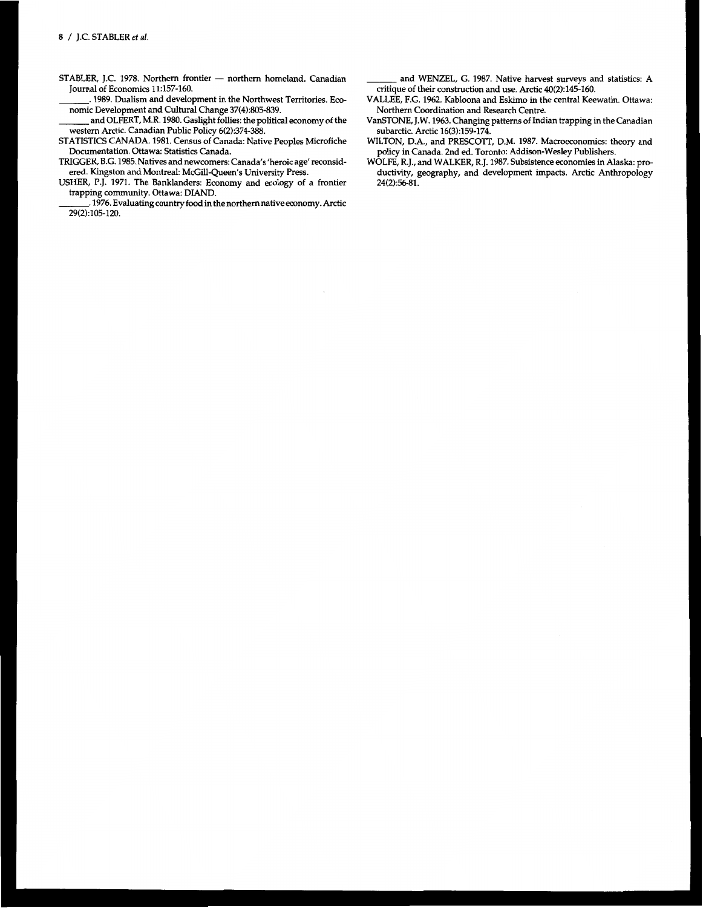STABLER, J.C. 1978. Northern frontier — northern homeland. Canadian Journal of Economics 11:157-160.

______. 1989. Dualism and development in the Northwest Territories. Economic Development and Cultural Change 37(4):805-839.

______ and OLFERT, M.R. 1980. Gaslight follies: the political economy of the western Arctic. Canadian Public Policy 6(2):374-388.

STATISTICS CANADA. 1981. Census of Canada: Native Peoples Microfiche Documentation. Ottawa: Statistics Canada.

TRIGGER, B.G. 1985. Natives and newcomers: Canada's 'heroic age' reconsidered. Kingston and Montreal: McGill-Queen's University Press.

USHER, P.J. 1971. The Banklanders: Economy and ecology of a frontier trapping community. Ottawa: DIAND.

______. 1976. Evaluating country food in the northern native economy. Arctic 29(2):105-120.

______ and WENZEL, G. 1987. Native harvest surveys and statistics: A critique of their construction and use. Arctic 40(2):145-160.

VALLEE, F.G. 1962. Kabloona and Eskimo in the central Keewatin. Ottawa: Northern Coordination and Research Centre.

VanSTONE, J.W. 1963. Changing patterns of Indian trapping in the Canadian subarctic. Arctic 16(3):159-174.

WILTON, D.A., and PRESCOTT, D.M. 1987. Macroeconomics: theory and policy in Canada. 2nd ed. Toronto: Addison-Wesley Publishers.

WOLFE, R.J., and WALKER, R.J. 1987. Subsistence economies in Alaska: productivity, geography, and development impacts. Arctic Anthropology 24(2):56-81.